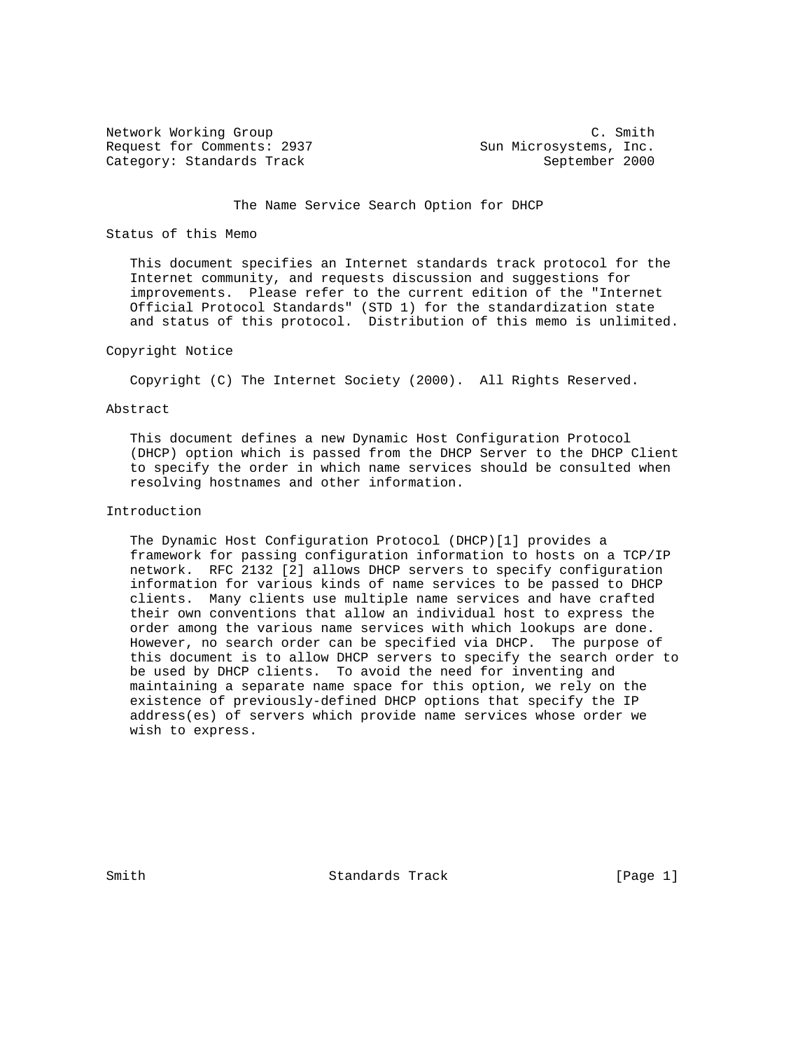Network Working Group C. Smith
Request for Comments: 2937 Sun Microsystems, Inc.
Category: Standards Track September 2000

# The Name Service Search Option for DHCP

## Status of this Memo

This document specifies an Internet standards track protocol for the Internet community, and requests discussion and suggestions for improvements. Please refer to the current edition of the "Internet Official Protocol Standards" (STD 1) for the standardization state and status of this protocol. Distribution of this memo is unlimited.

## Copyright Notice

Copyright (C) The Internet Society (2000). All Rights Reserved.

## Abstract

This document defines a new Dynamic Host Configuration Protocol (DHCP) option which is passed from the DHCP Server to the DHCP Client to specify the order in which name services should be consulted when resolving hostnames and other information.

## Introduction

The Dynamic Host Configuration Protocol (DHCP)[1] provides a framework for passing configuration information to hosts on a TCP/IP network. RFC 2132 [2] allows DHCP servers to specify configuration information for various kinds of name services to be passed to DHCP clients. Many clients use multiple name services and have crafted their own conventions that allow an individual host to express the order among the various name services with which lookups are done. However, no search order can be specified via DHCP. The purpose of this document is to allow DHCP servers to specify the search order to be used by DHCP clients. To avoid the need for inventing and maintaining a separate name space for this option, we rely on the existence of previously-defined DHCP options that specify the IP address(es) of servers which provide name services whose order we wish to express.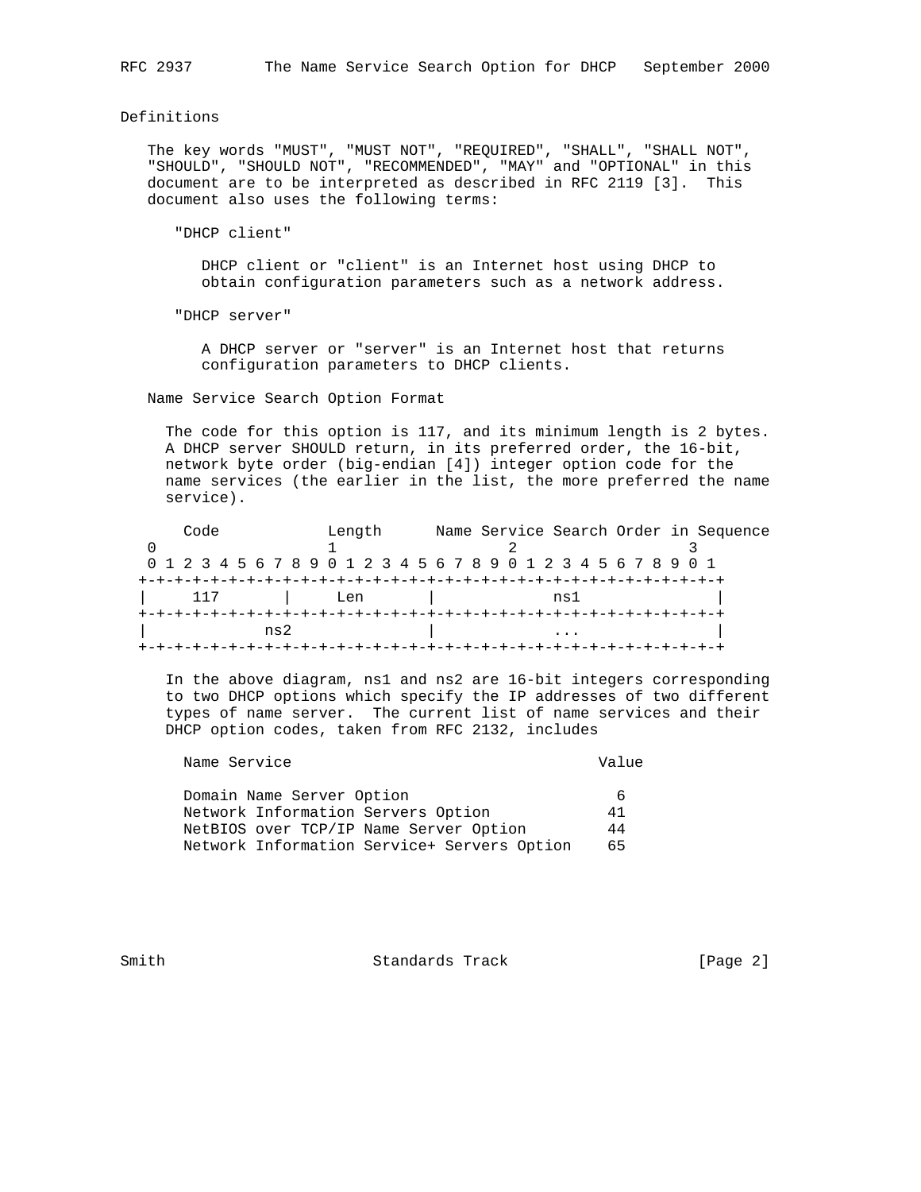## Definitions

The key words "MUST", "MUST NOT", "REQUIRED", "SHALL", "SHALL NOT", "SHOULD", "SHOULD NOT", "RECOMMENDED", "MAY" and "OPTIONAL" in this document are to be interpreted as described in RFC 2119 [3]. This document also uses the following terms:

"DHCP client"

DHCP client or "client" is an Internet host using DHCP to obtain configuration parameters such as a network address.

"DHCP server"

A DHCP server or "server" is an Internet host that returns configuration parameters to DHCP clients.

### Name Service Search Option Format

The code for this option is 117, and its minimum length is 2 bytes. A DHCP server SHOULD return, in its preferred order, the 16-bit, network byte order (big-endian [4]) integer option code for the name services (the earlier in the list, the more preferred the name service).

```
   Code            Length      Name Service Search Order in Sequence
 0                   1                   2                   3
 0 1 2 3 4 5 6 7 8 9 0 1 2 3 4 5 6 7 8 9 0 1 2 3 4 5 6 7 8 9 0 1
+-+-+-+-+-+-+-+-+-+-+-+-+-+-+-+-+-+-+-+-+-+-+-+-+-+-+-+-+-+-+-+-+
|     117       |     Len       |            ns1                |
+-+-+-+-+-+-+-+-+-+-+-+-+-+-+-+-+-+-+-+-+-+-+-+-+-+-+-+-+-+-+-+-+
|            ns2                |            ...                |
+-+-+-+-+-+-+-+-+-+-+-+-+-+-+-+-+-+-+-+-+-+-+-+-+-+-+-+-+-+-+-+-+
```

In the above diagram, ns1 and ns2 are 16-bit integers corresponding to two DHCP options which specify the IP addresses of two different types of name server. The current list of name services and their DHCP option codes, taken from RFC 2132, includes

| Name Service | Value |
|---|---|
| Domain Name Server Option | 6 |
| Network Information Servers Option | 41 |
| NetBIOS over TCP/IP Name Server Option | 44 |
| Network Information Service+ Servers Option | 65 |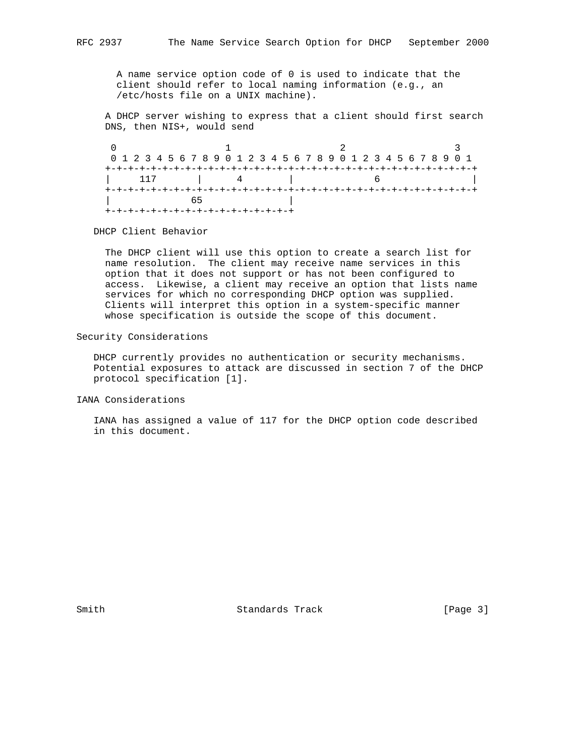A name service option code of 0 is used to indicate that the client should refer to local naming information (e.g., an /etc/hosts file on a UNIX machine).

A DHCP server wishing to express that a client should first search DNS, then NIS+, would send

```
 0                   1                   2                   3
 0 1 2 3 4 5 6 7 8 9 0 1 2 3 4 5 6 7 8 9 0 1 2 3 4 5 6 7 8 9 0 1
+-+-+-+-+-+-+-+-+-+-+-+-+-+-+-+-+-+-+-+-+-+-+-+-+-+-+-+-+-+-+-+-+
|     117       |      4        |             6                 |
+-+-+-+-+-+-+-+-+-+-+-+-+-+-+-+-+-+-+-+-+-+-+-+-+-+-+-+-+-+-+-+-+
|             65                |
+-+-+-+-+-+-+-+-+-+-+-+-+-+-+-+-+
```

### DHCP Client Behavior

The DHCP client will use this option to create a search list for name resolution. The client may receive name services in this option that it does not support or has not been configured to access. Likewise, a client may receive an option that lists name services for which no corresponding DHCP option was supplied. Clients will interpret this option in a system-specific manner whose specification is outside the scope of this document.

## Security Considerations

DHCP currently provides no authentication or security mechanisms. Potential exposures to attack are discussed in section 7 of the DHCP protocol specification [1].

## IANA Considerations

IANA has assigned a value of 117 for the DHCP option code described in this document.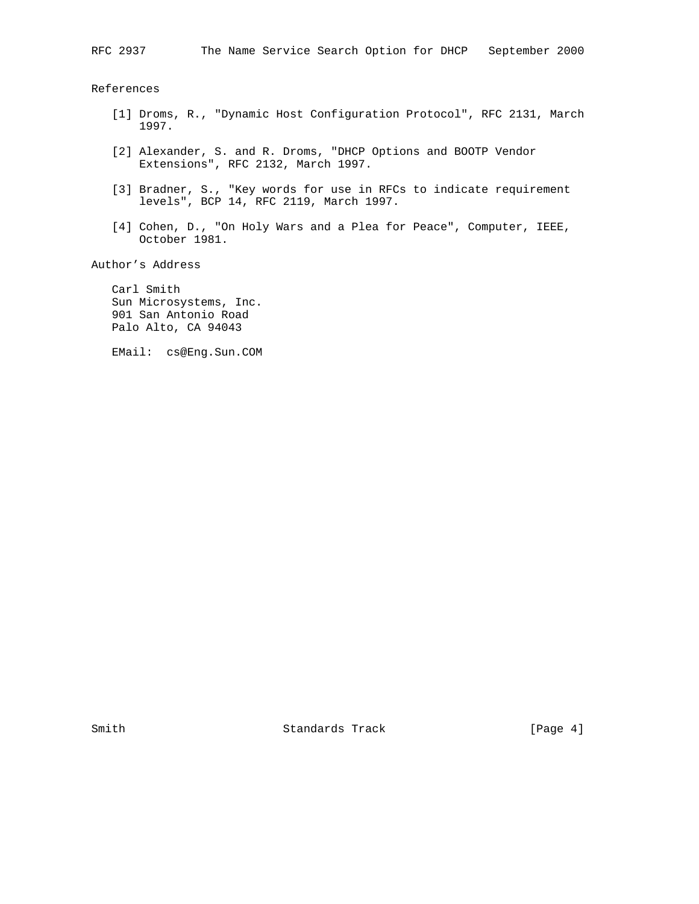## References

[1] Droms, R., "Dynamic Host Configuration Protocol", RFC 2131, March 1997.

[2] Alexander, S. and R. Droms, "DHCP Options and BOOTP Vendor Extensions", RFC 2132, March 1997.

[3] Bradner, S., "Key words for use in RFCs to indicate requirement levels", BCP 14, RFC 2119, March 1997.

[4] Cohen, D., "On Holy Wars and a Plea for Peace", Computer, IEEE, October 1981.

## Author's Address

Carl Smith
Sun Microsystems, Inc.
901 San Antonio Road
Palo Alto, CA 94043

EMail: cs@Eng.Sun.COM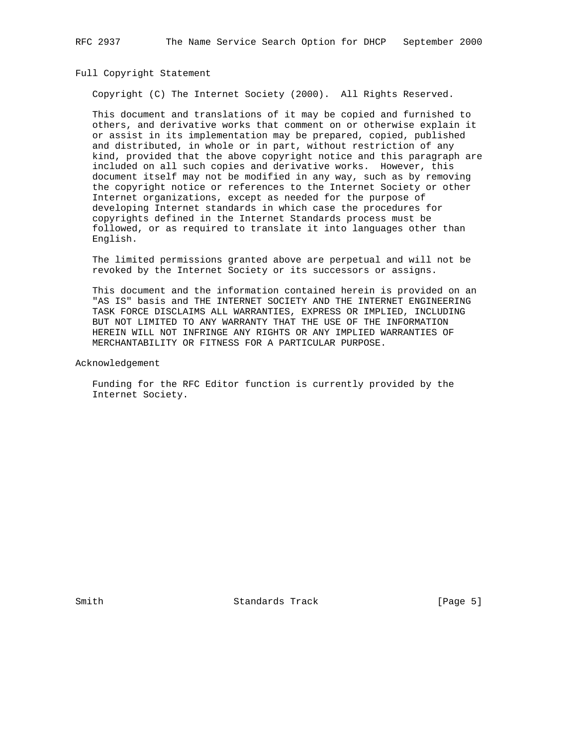## Full Copyright Statement

Copyright (C) The Internet Society (2000). All Rights Reserved.

This document and translations of it may be copied and furnished to others, and derivative works that comment on or otherwise explain it or assist in its implementation may be prepared, copied, published and distributed, in whole or in part, without restriction of any kind, provided that the above copyright notice and this paragraph are included on all such copies and derivative works. However, this document itself may not be modified in any way, such as by removing the copyright notice or references to the Internet Society or other Internet organizations, except as needed for the purpose of developing Internet standards in which case the procedures for copyrights defined in the Internet Standards process must be followed, or as required to translate it into languages other than English.

The limited permissions granted above are perpetual and will not be revoked by the Internet Society or its successors or assigns.

This document and the information contained herein is provided on an "AS IS" basis and THE INTERNET SOCIETY AND THE INTERNET ENGINEERING TASK FORCE DISCLAIMS ALL WARRANTIES, EXPRESS OR IMPLIED, INCLUDING BUT NOT LIMITED TO ANY WARRANTY THAT THE USE OF THE INFORMATION HEREIN WILL NOT INFRINGE ANY RIGHTS OR ANY IMPLIED WARRANTIES OF MERCHANTABILITY OR FITNESS FOR A PARTICULAR PURPOSE.

## Acknowledgement

Funding for the RFC Editor function is currently provided by the Internet Society.